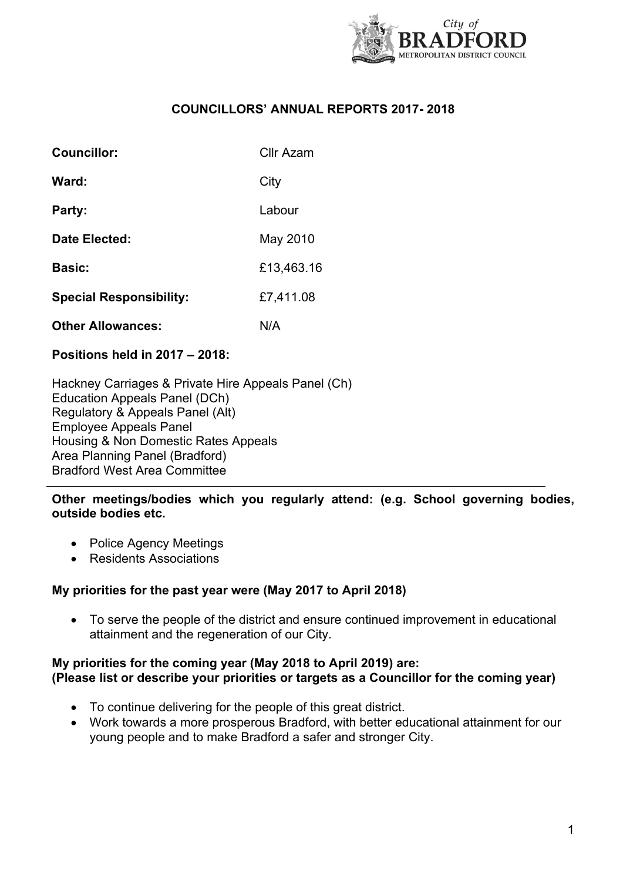# COUNCILLORS' ANNUAL REPORTS 2017- 2018

| | |
|---|---|
| **Councillor:** | Cllr Azam |
| **Ward:** | City |
| **Party:** | Labour |
| **Date Elected:** | May 2010 |
| **Basic:** | £13,463.16 |
| **Special Responsibility:** | £7,411.08 |
| **Other Allowances:** | N/A |

**Positions held in 2017 – 2018:**

Hackney Carriages & Private Hire Appeals Panel (Ch)
Education Appeals Panel (DCh)
Regulatory & Appeals Panel (Alt)
Employee Appeals Panel
Housing & Non Domestic Rates Appeals
Area Planning Panel (Bradford)
Bradford West Area Committee

---

**Other meetings/bodies which you regularly attend: (e.g. School governing bodies, outside bodies etc.**

- Police Agency Meetings
- Residents Associations

**My priorities for the past year were (May 2017 to April 2018)**

- To serve the people of the district and ensure continued improvement in educational attainment and the regeneration of our City.

**My priorities for the coming year (May 2018 to April 2019) are:**
**(Please list or describe your priorities or targets as a Councillor for the coming year)**

- To continue delivering for the people of this great district.
- Work towards a more prosperous Bradford, with better educational attainment for our young people and to make Bradford a safer and stronger City.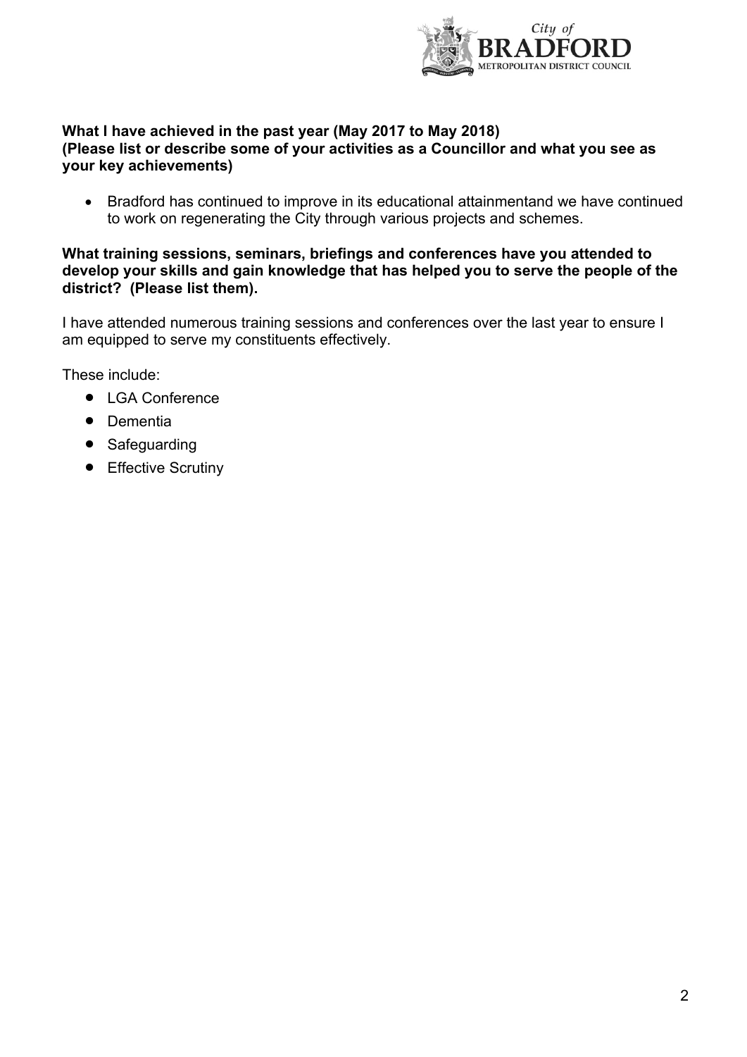**What I have achieved in the past year (May 2017 to May 2018)**
**(Please list or describe some of your activities as a Councillor and what you see as your key achievements)**

- Bradford has continued to improve in its educational attainmentand we have continued to work on regenerating the City through various projects and schemes.

**What training sessions, seminars, briefings and conferences have you attended to develop your skills and gain knowledge that has helped you to serve the people of the district? (Please list them).**

I have attended numerous training sessions and conferences over the last year to ensure I am equipped to serve my constituents effectively.

These include:

- LGA Conference
- Dementia
- Safeguarding
- Effective Scrutiny